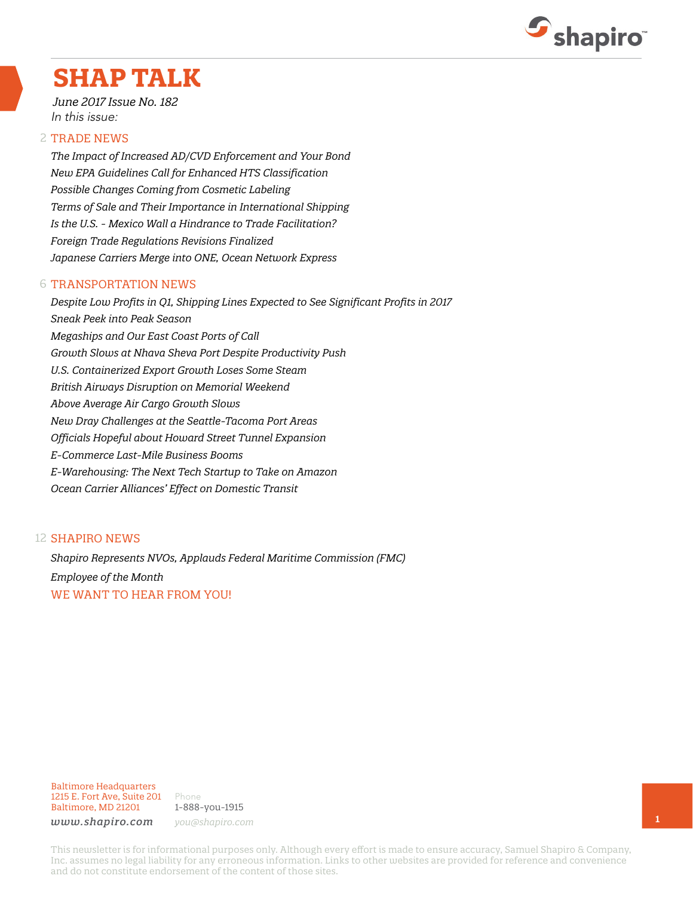# SHAP TALK

*June 2017 Issue No. 182*

*In this issue:*

## 2 TRADE NEWS

*The Impact of Increased AD/CVD Enforcement and Your Bond*

*New EPA Guidelines Call for Enhanced HTS Classification*

*Possible Changes Coming from Cosmetic Labeling*

*Terms of Sale and Their Importance in International Shipping*

*Is the U.S. - Mexico Wall a Hindrance to Trade Facilitation?*

*Foreign Trade Regulations Revisions Finalized*

*Japanese Carriers Merge into ONE, Ocean Network Express*

## 6 TRANSPORTATION NEWS

*Despite Low Profits in Q1, Shipping Lines Expected to See Significant Profits in 2017*

*Sneak Peek into Peak Season*

*Megaships and Our East Coast Ports of Call*

*Growth Slows at Nhava Sheva Port Despite Productivity Push*

*U.S. Containerized Export Growth Loses Some Steam*

*British Airways Disruption on Memorial Weekend*

*Above Average Air Cargo Growth Slows*

*New Dray Challenges at the Seattle-Tacoma Port Areas*

*Officials Hopeful about Howard Street Tunnel Expansion*

*E-Commerce Last-Mile Business Booms*

*E-Warehousing: The Next Tech Startup to Take on Amazon*

*Ocean Carrier Alliances' Effect on Domestic Transit*

## 12 SHAPIRO NEWS

*Shapiro Represents NVOs, Applauds Federal Maritime Commission (FMC)*

*Employee of the Month*

WE WANT TO HEAR FROM YOU!

Baltimore Headquarters
1215 E. Fort Ave, Suite 201
Baltimore, MD 21201

Phone
1-888-you-1915

*www.shapiro.com*

*you@shapiro.com*

This newsletter is for informational purposes only. Although every effort is made to ensure accuracy, Samuel Shapiro & Company, Inc. assumes no legal liability for any erroneous information. Links to other websites are provided for reference and convenience and do not constitute endorsement of the content of those sites.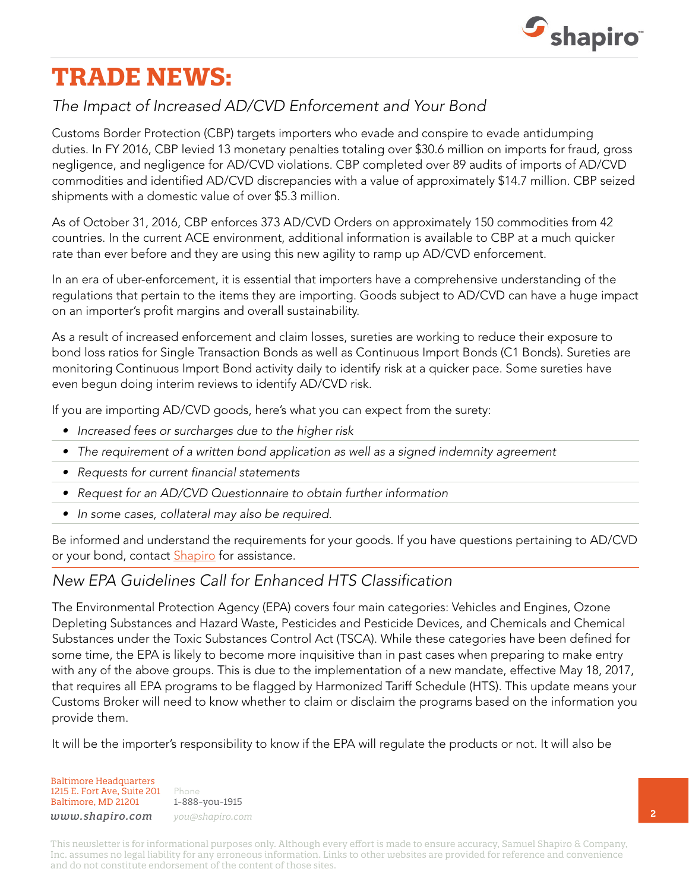# TRADE NEWS:

## *The Impact of Increased AD/CVD Enforcement and Your Bond*

Customs Border Protection (CBP) targets importers who evade and conspire to evade antidumping duties. In FY 2016, CBP levied 13 monetary penalties totaling over $30.6 million on imports for fraud, gross negligence, and negligence for AD/CVD violations. CBP completed over 89 audits of imports of AD/CVD commodities and identified AD/CVD discrepancies with a value of approximately $14.7 million. CBP seized shipments with a domestic value of over $5.3 million.

As of October 31, 2016, CBP enforces 373 AD/CVD Orders on approximately 150 commodities from 42 countries. In the current ACE environment, additional information is available to CBP at a much quicker rate than ever before and they are using this new agility to ramp up AD/CVD enforcement.

In an era of uber-enforcement, it is essential that importers have a comprehensive understanding of the regulations that pertain to the items they are importing. Goods subject to AD/CVD can have a huge impact on an importer's profit margins and overall sustainability.

As a result of increased enforcement and claim losses, sureties are working to reduce their exposure to bond loss ratios for Single Transaction Bonds as well as Continuous Import Bonds (C1 Bonds). Sureties are monitoring Continuous Import Bond activity daily to identify risk at a quicker pace. Some sureties have even begun doing interim reviews to identify AD/CVD risk.

If you are importing AD/CVD goods, here's what you can expect from the surety:

- *Increased fees or surcharges due to the higher risk*
- *The requirement of a written bond application as well as a signed indemnity agreement*
- *Requests for current financial statements*
- *Request for an AD/CVD Questionnaire to obtain further information*
- *In some cases, collateral may also be required.*

Be informed and understand the requirements for your goods. If you have questions pertaining to AD/CVD or your bond, contact Shapiro for assistance.

## *New EPA Guidelines Call for Enhanced HTS Classification*

The Environmental Protection Agency (EPA) covers four main categories: Vehicles and Engines, Ozone Depleting Substances and Hazard Waste, Pesticides and Pesticide Devices, and Chemicals and Chemical Substances under the Toxic Substances Control Act (TSCA). While these categories have been defined for some time, the EPA is likely to become more inquisitive than in past cases when preparing to make entry with any of the above groups. This is due to the implementation of a new mandate, effective May 18, 2017, that requires all EPA programs to be flagged by Harmonized Tariff Schedule (HTS). This update means your Customs Broker will need to know whether to claim or disclaim the programs based on the information you provide them.

It will be the importer's responsibility to know if the EPA will regulate the products or not. It will also be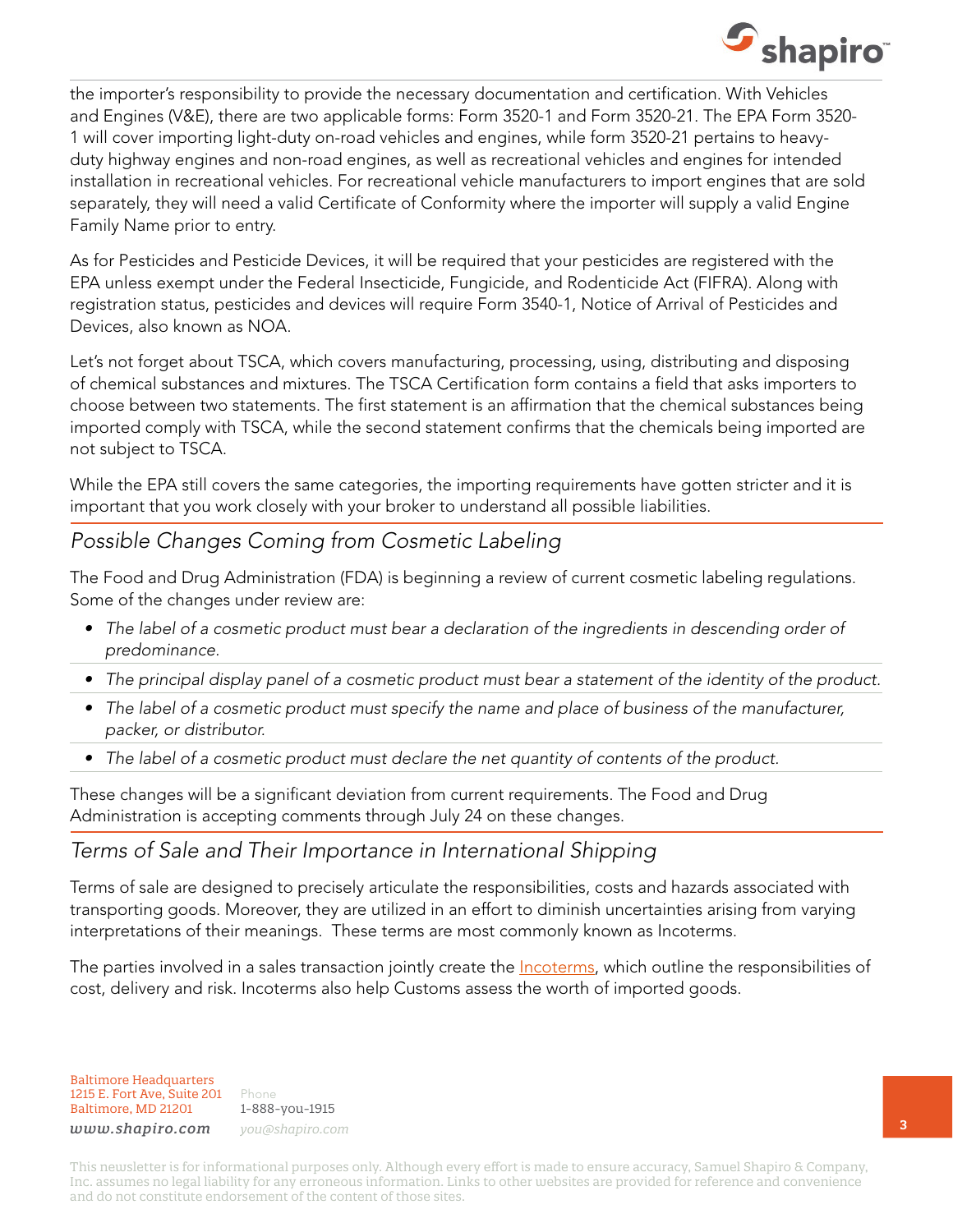the importer's responsibility to provide the necessary documentation and certification. With Vehicles and Engines (V&E), there are two applicable forms: Form 3520-1 and Form 3520-21. The EPA Form 3520-1 will cover importing light-duty on-road vehicles and engines, while form 3520-21 pertains to heavy-duty highway engines and non-road engines, as well as recreational vehicles and engines for intended installation in recreational vehicles. For recreational vehicle manufacturers to import engines that are sold separately, they will need a valid Certificate of Conformity where the importer will supply a valid Engine Family Name prior to entry.

As for Pesticides and Pesticide Devices, it will be required that your pesticides are registered with the EPA unless exempt under the Federal Insecticide, Fungicide, and Rodenticide Act (FIFRA). Along with registration status, pesticides and devices will require Form 3540-1, Notice of Arrival of Pesticides and Devices, also known as NOA.

Let's not forget about TSCA, which covers manufacturing, processing, using, distributing and disposing of chemical substances and mixtures. The TSCA Certification form contains a field that asks importers to choose between two statements. The first statement is an affirmation that the chemical substances being imported comply with TSCA, while the second statement confirms that the chemicals being imported are not subject to TSCA.

While the EPA still covers the same categories, the importing requirements have gotten stricter and it is important that you work closely with your broker to understand all possible liabilities.

## *Possible Changes Coming from Cosmetic Labeling*

The Food and Drug Administration (FDA) is beginning a review of current cosmetic labeling regulations. Some of the changes under review are:

- *The label of a cosmetic product must bear a declaration of the ingredients in descending order of predominance.*
- *The principal display panel of a cosmetic product must bear a statement of the identity of the product.*
- *The label of a cosmetic product must specify the name and place of business of the manufacturer, packer, or distributor.*
- *The label of a cosmetic product must declare the net quantity of contents of the product.*

These changes will be a significant deviation from current requirements. The Food and Drug Administration is accepting comments through July 24 on these changes.

## *Terms of Sale and Their Importance in International Shipping*

Terms of sale are designed to precisely articulate the responsibilities, costs and hazards associated with transporting goods. Moreover, they are utilized in an effort to diminish uncertainties arising from varying interpretations of their meanings. These terms are most commonly known as Incoterms.

The parties involved in a sales transaction jointly create the Incoterms, which outline the responsibilities of cost, delivery and risk. Incoterms also help Customs assess the worth of imported goods.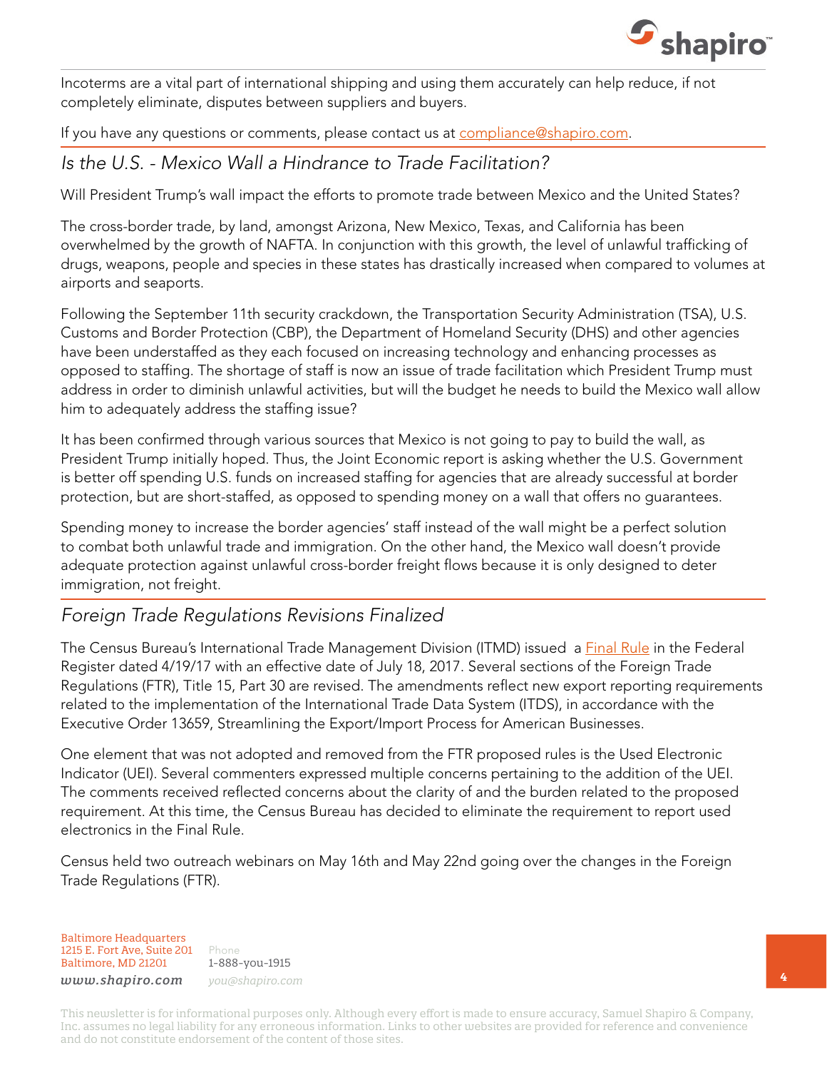Incoterms are a vital part of international shipping and using them accurately can help reduce, if not completely eliminate, disputes between suppliers and buyers.

If you have any questions or comments, please contact us at [compliance@shapiro.com](mailto:compliance@shapiro.com).

## *Is the U.S. - Mexico Wall a Hindrance to Trade Facilitation?*

Will President Trump's wall impact the efforts to promote trade between Mexico and the United States?

The cross-border trade, by land, amongst Arizona, New Mexico, Texas, and California has been overwhelmed by the growth of NAFTA. In conjunction with this growth, the level of unlawful trafficking of drugs, weapons, people and species in these states has drastically increased when compared to volumes at airports and seaports.

Following the September 11th security crackdown, the Transportation Security Administration (TSA), U.S. Customs and Border Protection (CBP), the Department of Homeland Security (DHS) and other agencies have been understaffed as they each focused on increasing technology and enhancing processes as opposed to staffing. The shortage of staff is now an issue of trade facilitation which President Trump must address in order to diminish unlawful activities, but will the budget he needs to build the Mexico wall allow him to adequately address the staffing issue?

It has been confirmed through various sources that Mexico is not going to pay to build the wall, as President Trump initially hoped. Thus, the Joint Economic report is asking whether the U.S. Government is better off spending U.S. funds on increased staffing for agencies that are already successful at border protection, but are short-staffed, as opposed to spending money on a wall that offers no guarantees.

Spending money to increase the border agencies' staff instead of the wall might be a perfect solution to combat both unlawful trade and immigration. On the other hand, the Mexico wall doesn't provide adequate protection against unlawful cross-border freight flows because it is only designed to deter immigration, not freight.

## *Foreign Trade Regulations Revisions Finalized*

The Census Bureau's International Trade Management Division (ITMD) issued a Final Rule in the Federal Register dated 4/19/17 with an effective date of July 18, 2017. Several sections of the Foreign Trade Regulations (FTR), Title 15, Part 30 are revised. The amendments reflect new export reporting requirements related to the implementation of the International Trade Data System (ITDS), in accordance with the Executive Order 13659, Streamlining the Export/Import Process for American Businesses.

One element that was not adopted and removed from the FTR proposed rules is the Used Electronic Indicator (UEI). Several commenters expressed multiple concerns pertaining to the addition of the UEI. The comments received reflected concerns about the clarity of and the burden related to the proposed requirement. At this time, the Census Bureau has decided to eliminate the requirement to report used electronics in the Final Rule.

Census held two outreach webinars on May 16th and May 22nd going over the changes in the Foreign Trade Regulations (FTR).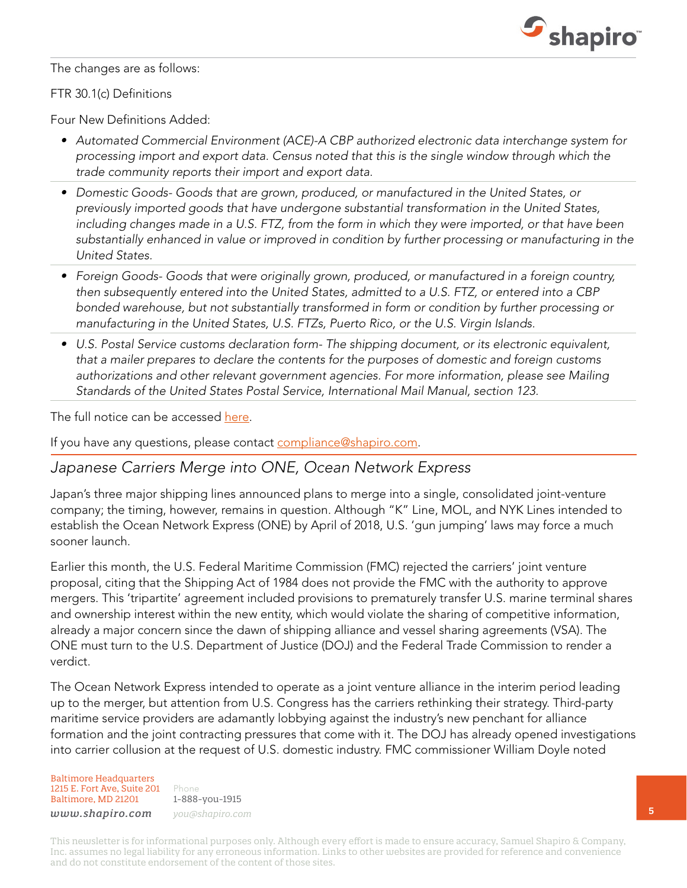The changes are as follows:

FTR 30.1(c) Definitions

Four New Definitions Added:

- *Automated Commercial Environment (ACE)-A CBP authorized electronic data interchange system for processing import and export data. Census noted that this is the single window through which the trade community reports their import and export data.*
- *Domestic Goods- Goods that are grown, produced, or manufactured in the United States, or previously imported goods that have undergone substantial transformation in the United States, including changes made in a U.S. FTZ, from the form in which they were imported, or that have been substantially enhanced in value or improved in condition by further processing or manufacturing in the United States.*
- *Foreign Goods- Goods that were originally grown, produced, or manufactured in a foreign country, then subsequently entered into the United States, admitted to a U.S. FTZ, or entered into a CBP bonded warehouse, but not substantially transformed in form or condition by further processing or manufacturing in the United States, U.S. FTZs, Puerto Rico, or the U.S. Virgin Islands.*
- *U.S. Postal Service customs declaration form- The shipping document, or its electronic equivalent, that a mailer prepares to declare the contents for the purposes of domestic and foreign customs authorizations and other relevant government agencies. For more information, please see Mailing Standards of the United States Postal Service, International Mail Manual, section 123.*

The full notice can be accessed here.

If you have any questions, please contact compliance@shapiro.com.

## *Japanese Carriers Merge into ONE, Ocean Network Express*

Japan's three major shipping lines announced plans to merge into a single, consolidated joint-venture company; the timing, however, remains in question. Although "K" Line, MOL, and NYK Lines intended to establish the Ocean Network Express (ONE) by April of 2018, U.S. 'gun jumping' laws may force a much sooner launch.

Earlier this month, the U.S. Federal Maritime Commission (FMC) rejected the carriers' joint venture proposal, citing that the Shipping Act of 1984 does not provide the FMC with the authority to approve mergers. This 'tripartite' agreement included provisions to prematurely transfer U.S. marine terminal shares and ownership interest within the new entity, which would violate the sharing of competitive information, already a major concern since the dawn of shipping alliance and vessel sharing agreements (VSA). The ONE must turn to the U.S. Department of Justice (DOJ) and the Federal Trade Commission to render a verdict.

The Ocean Network Express intended to operate as a joint venture alliance in the interim period leading up to the merger, but attention from U.S. Congress has the carriers rethinking their strategy. Third-party maritime service providers are adamantly lobbying against the industry's new penchant for alliance formation and the joint contracting pressures that come with it. The DOJ has already opened investigations into carrier collusion at the request of U.S. domestic industry. FMC commissioner William Doyle noted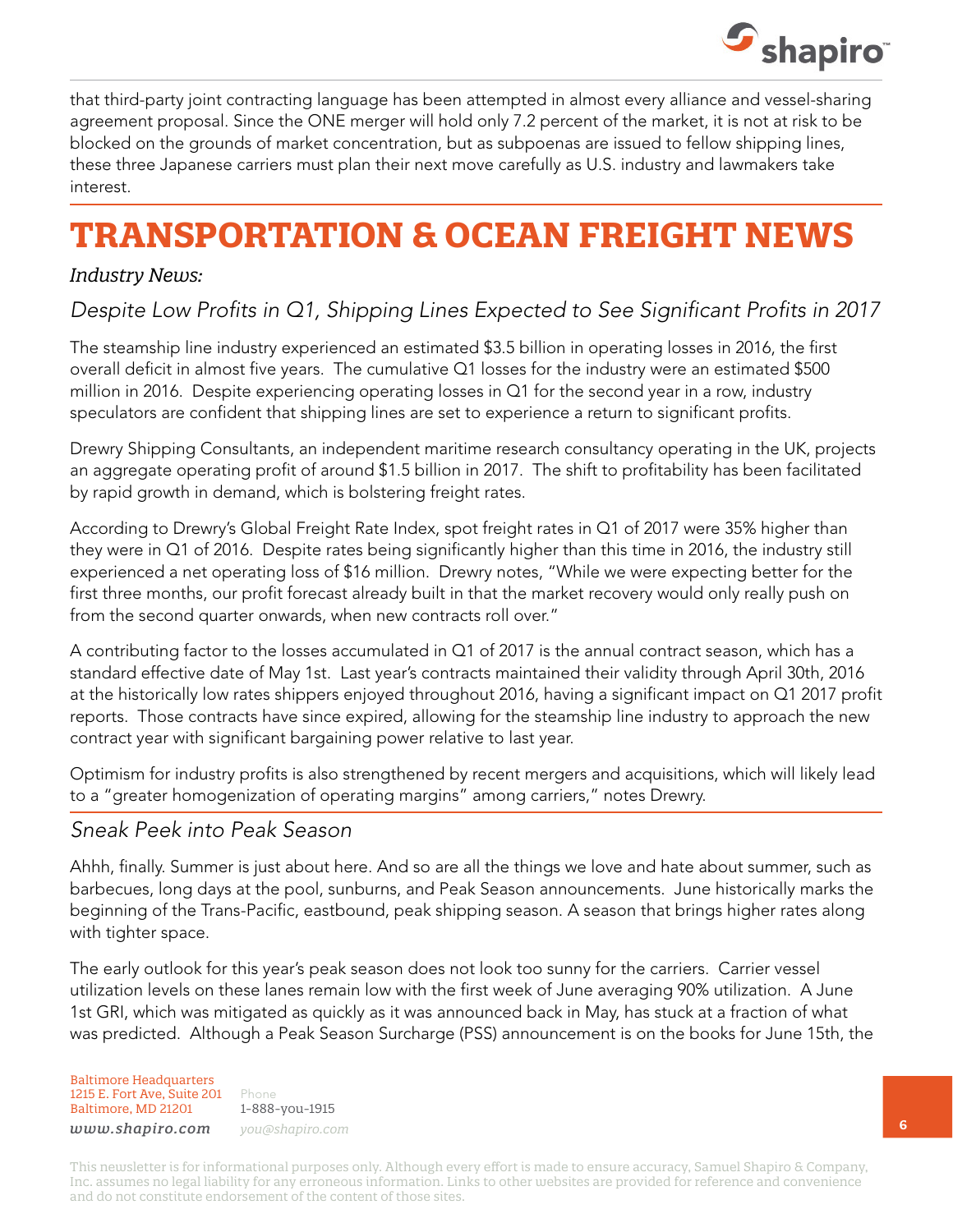that third-party joint contracting language has been attempted in almost every alliance and vessel-sharing agreement proposal. Since the ONE merger will hold only 7.2 percent of the market, it is not at risk to be blocked on the grounds of market concentration, but as subpoenas are issued to fellow shipping lines, these three Japanese carriers must plan their next move carefully as U.S. industry and lawmakers take interest.

# TRANSPORTATION & OCEAN FREIGHT NEWS

*Industry News:*

## *Despite Low Profits in Q1, Shipping Lines Expected to See Significant Profits in 2017*

The steamship line industry experienced an estimated $3.5 billion in operating losses in 2016, the first overall deficit in almost five years. The cumulative Q1 losses for the industry were an estimated $500 million in 2016. Despite experiencing operating losses in Q1 for the second year in a row, industry speculators are confident that shipping lines are set to experience a return to significant profits.

Drewry Shipping Consultants, an independent maritime research consultancy operating in the UK, projects an aggregate operating profit of around $1.5 billion in 2017. The shift to profitability has been facilitated by rapid growth in demand, which is bolstering freight rates.

According to Drewry's Global Freight Rate Index, spot freight rates in Q1 of 2017 were 35% higher than they were in Q1 of 2016. Despite rates being significantly higher than this time in 2016, the industry still experienced a net operating loss of $16 million. Drewry notes, "While we were expecting better for the first three months, our profit forecast already built in that the market recovery would only really push on from the second quarter onwards, when new contracts roll over."

A contributing factor to the losses accumulated in Q1 of 2017 is the annual contract season, which has a standard effective date of May 1st. Last year's contracts maintained their validity through April 30th, 2016 at the historically low rates shippers enjoyed throughout 2016, having a significant impact on Q1 2017 profit reports. Those contracts have since expired, allowing for the steamship line industry to approach the new contract year with significant bargaining power relative to last year.

Optimism for industry profits is also strengthened by recent mergers and acquisitions, which will likely lead to a "greater homogenization of operating margins" among carriers," notes Drewry.

## *Sneak Peek into Peak Season*

Ahhh, finally. Summer is just about here. And so are all the things we love and hate about summer, such as barbecues, long days at the pool, sunburns, and Peak Season announcements. June historically marks the beginning of the Trans-Pacific, eastbound, peak shipping season. A season that brings higher rates along with tighter space.

The early outlook for this year's peak season does not look too sunny for the carriers. Carrier vessel utilization levels on these lanes remain low with the first week of June averaging 90% utilization. A June 1st GRI, which was mitigated as quickly as it was announced back in May, has stuck at a fraction of what was predicted. Although a Peak Season Surcharge (PSS) announcement is on the books for June 15th, the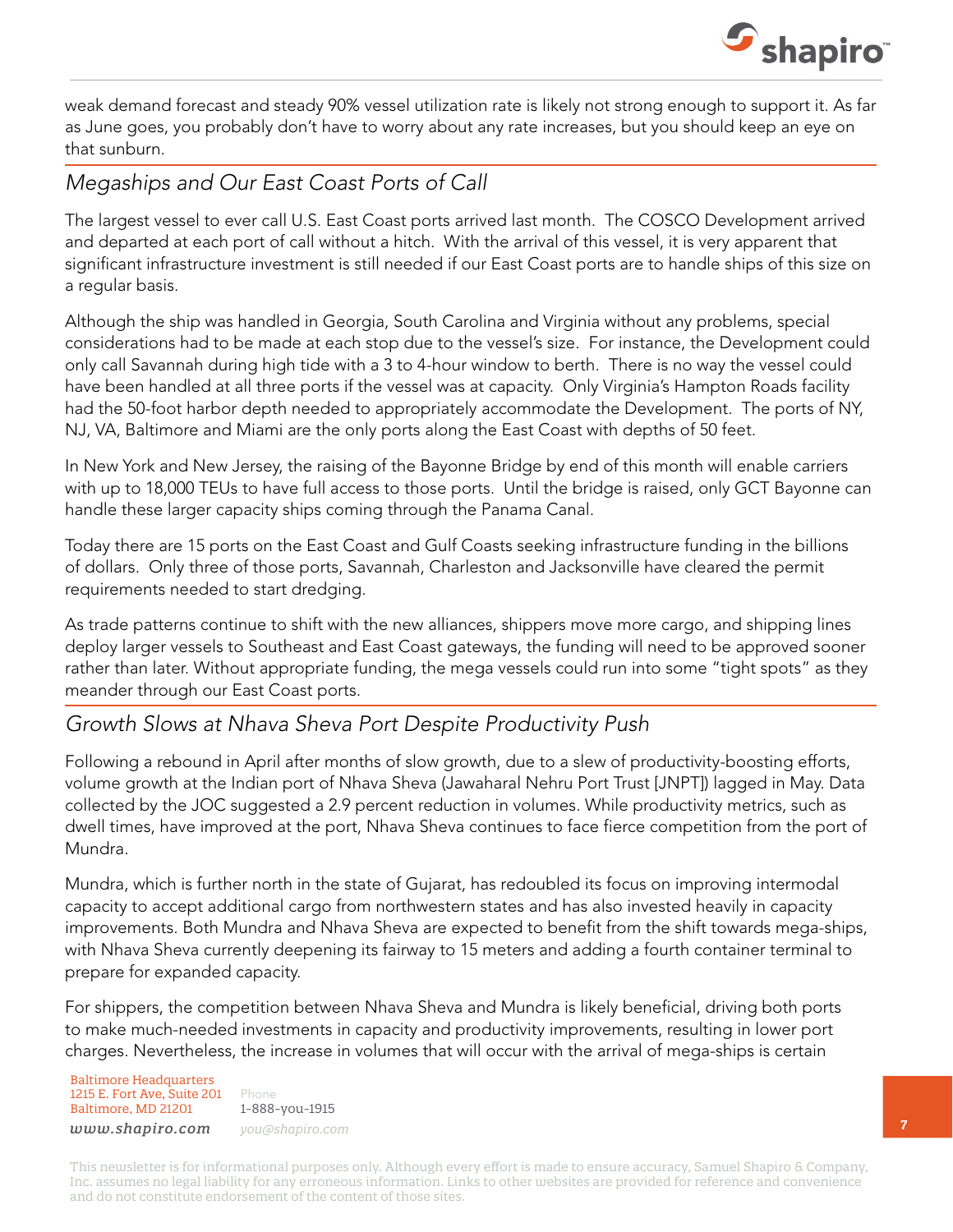weak demand forecast and steady 90% vessel utilization rate is likely not strong enough to support it. As far as June goes, you probably don't have to worry about any rate increases, but you should keep an eye on that sunburn.

## *Megaships and Our East Coast Ports of Call*

The largest vessel to ever call U.S. East Coast ports arrived last month. The COSCO Development arrived and departed at each port of call without a hitch. With the arrival of this vessel, it is very apparent that significant infrastructure investment is still needed if our East Coast ports are to handle ships of this size on a regular basis.

Although the ship was handled in Georgia, South Carolina and Virginia without any problems, special considerations had to be made at each stop due to the vessel's size. For instance, the Development could only call Savannah during high tide with a 3 to 4-hour window to berth. There is no way the vessel could have been handled at all three ports if the vessel was at capacity. Only Virginia's Hampton Roads facility had the 50-foot harbor depth needed to appropriately accommodate the Development. The ports of NY, NJ, VA, Baltimore and Miami are the only ports along the East Coast with depths of 50 feet.

In New York and New Jersey, the raising of the Bayonne Bridge by end of this month will enable carriers with up to 18,000 TEUs to have full access to those ports. Until the bridge is raised, only GCT Bayonne can handle these larger capacity ships coming through the Panama Canal.

Today there are 15 ports on the East Coast and Gulf Coasts seeking infrastructure funding in the billions of dollars. Only three of those ports, Savannah, Charleston and Jacksonville have cleared the permit requirements needed to start dredging.

As trade patterns continue to shift with the new alliances, shippers move more cargo, and shipping lines deploy larger vessels to Southeast and East Coast gateways, the funding will need to be approved sooner rather than later. Without appropriate funding, the mega vessels could run into some "tight spots" as they meander through our East Coast ports.

## *Growth Slows at Nhava Sheva Port Despite Productivity Push*

Following a rebound in April after months of slow growth, due to a slew of productivity-boosting efforts, volume growth at the Indian port of Nhava Sheva (Jawaharal Nehru Port Trust [JNPT]) lagged in May. Data collected by the JOC suggested a 2.9 percent reduction in volumes. While productivity metrics, such as dwell times, have improved at the port, Nhava Sheva continues to face fierce competition from the port of Mundra.

Mundra, which is further north in the state of Gujarat, has redoubled its focus on improving intermodal capacity to accept additional cargo from northwestern states and has also invested heavily in capacity improvements. Both Mundra and Nhava Sheva are expected to benefit from the shift towards mega-ships, with Nhava Sheva currently deepening its fairway to 15 meters and adding a fourth container terminal to prepare for expanded capacity.

For shippers, the competition between Nhava Sheva and Mundra is likely beneficial, driving both ports to make much-needed investments in capacity and productivity improvements, resulting in lower port charges. Nevertheless, the increase in volumes that will occur with the arrival of mega-ships is certain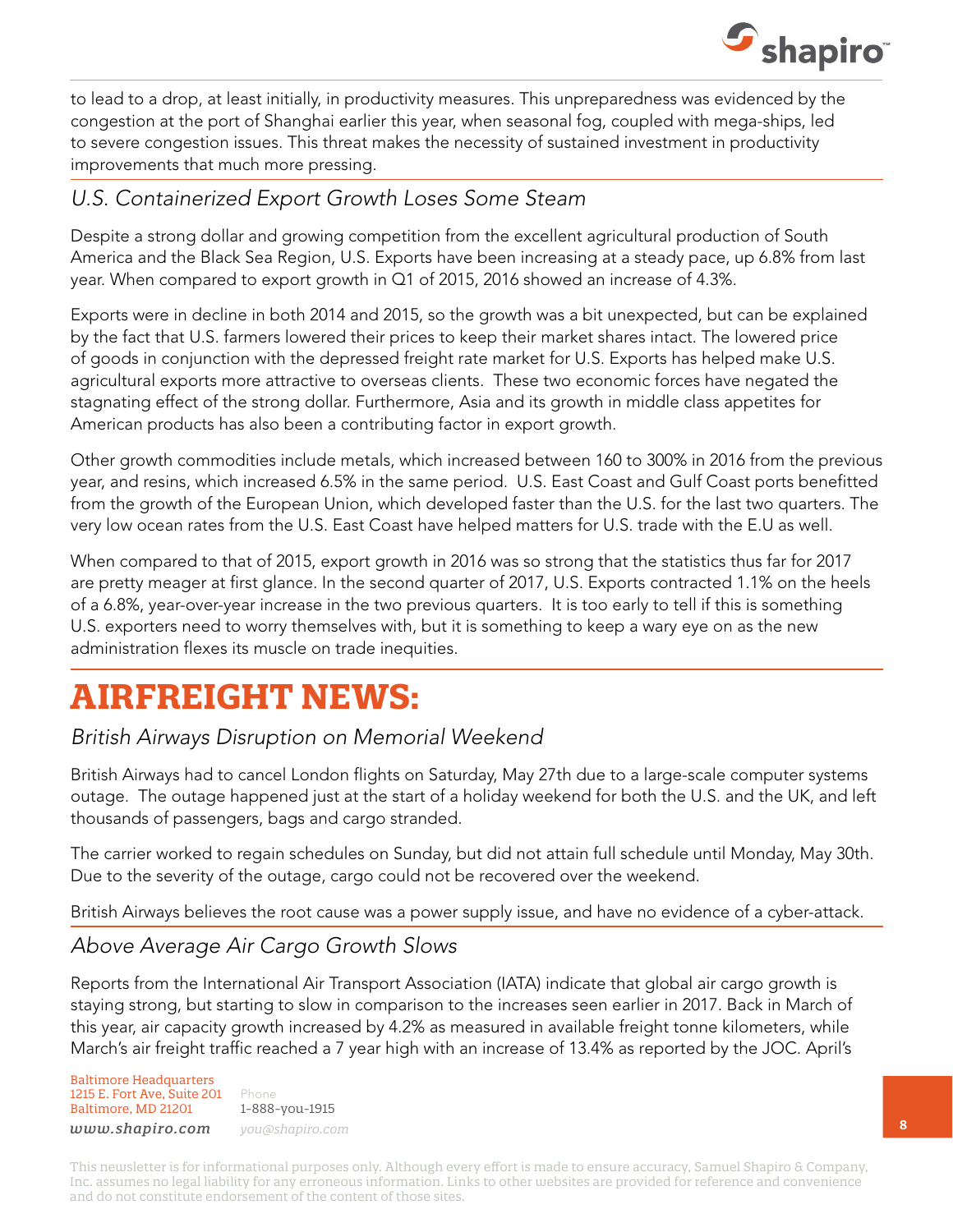to lead to a drop, at least initially, in productivity measures. This unpreparedness was evidenced by the congestion at the port of Shanghai earlier this year, when seasonal fog, coupled with mega-ships, led to severe congestion issues. This threat makes the necessity of sustained investment in productivity improvements that much more pressing.

### *U.S. Containerized Export Growth Loses Some Steam*

Despite a strong dollar and growing competition from the excellent agricultural production of South America and the Black Sea Region, U.S. Exports have been increasing at a steady pace, up 6.8% from last year. When compared to export growth in Q1 of 2015, 2016 showed an increase of 4.3%.

Exports were in decline in both 2014 and 2015, so the growth was a bit unexpected, but can be explained by the fact that U.S. farmers lowered their prices to keep their market shares intact. The lowered price of goods in conjunction with the depressed freight rate market for U.S. Exports has helped make U.S. agricultural exports more attractive to overseas clients. These two economic forces have negated the stagnating effect of the strong dollar. Furthermore, Asia and its growth in middle class appetites for American products has also been a contributing factor in export growth.

Other growth commodities include metals, which increased between 160 to 300% in 2016 from the previous year, and resins, which increased 6.5% in the same period. U.S. East Coast and Gulf Coast ports benefitted from the growth of the European Union, which developed faster than the U.S. for the last two quarters. The very low ocean rates from the U.S. East Coast have helped matters for U.S. trade with the E.U as well.

When compared to that of 2015, export growth in 2016 was so strong that the statistics thus far for 2017 are pretty meager at first glance. In the second quarter of 2017, U.S. Exports contracted 1.1% on the heels of a 6.8%, year-over-year increase in the two previous quarters. It is too early to tell if this is something U.S. exporters need to worry themselves with, but it is something to keep a wary eye on as the new administration flexes its muscle on trade inequities.

## AIRFREIGHT NEWS:

### *British Airways Disruption on Memorial Weekend*

British Airways had to cancel London flights on Saturday, May 27th due to a large-scale computer systems outage. The outage happened just at the start of a holiday weekend for both the U.S. and the UK, and left thousands of passengers, bags and cargo stranded.

The carrier worked to regain schedules on Sunday, but did not attain full schedule until Monday, May 30th. Due to the severity of the outage, cargo could not be recovered over the weekend.

British Airways believes the root cause was a power supply issue, and have no evidence of a cyber-attack.

### *Above Average Air Cargo Growth Slows*

Reports from the International Air Transport Association (IATA) indicate that global air cargo growth is staying strong, but starting to slow in comparison to the increases seen earlier in 2017. Back in March of this year, air capacity growth increased by 4.2% as measured in available freight tonne kilometers, while March's air freight traffic reached a 7 year high with an increase of 13.4% as reported by the JOC. April's

Baltimore Headquarters
1215 E. Fort Ave, Suite 201
Baltimore, MD 21201
www.shapiro.com

Phone
1-888-you-1915
you@shapiro.com

This newsletter is for informational purposes only. Although every effort is made to ensure accuracy, Samuel Shapiro & Company, Inc. assumes no legal liability for any erroneous information. Links to other websites are provided for reference and convenience and do not constitute endorsement of the content of those sites.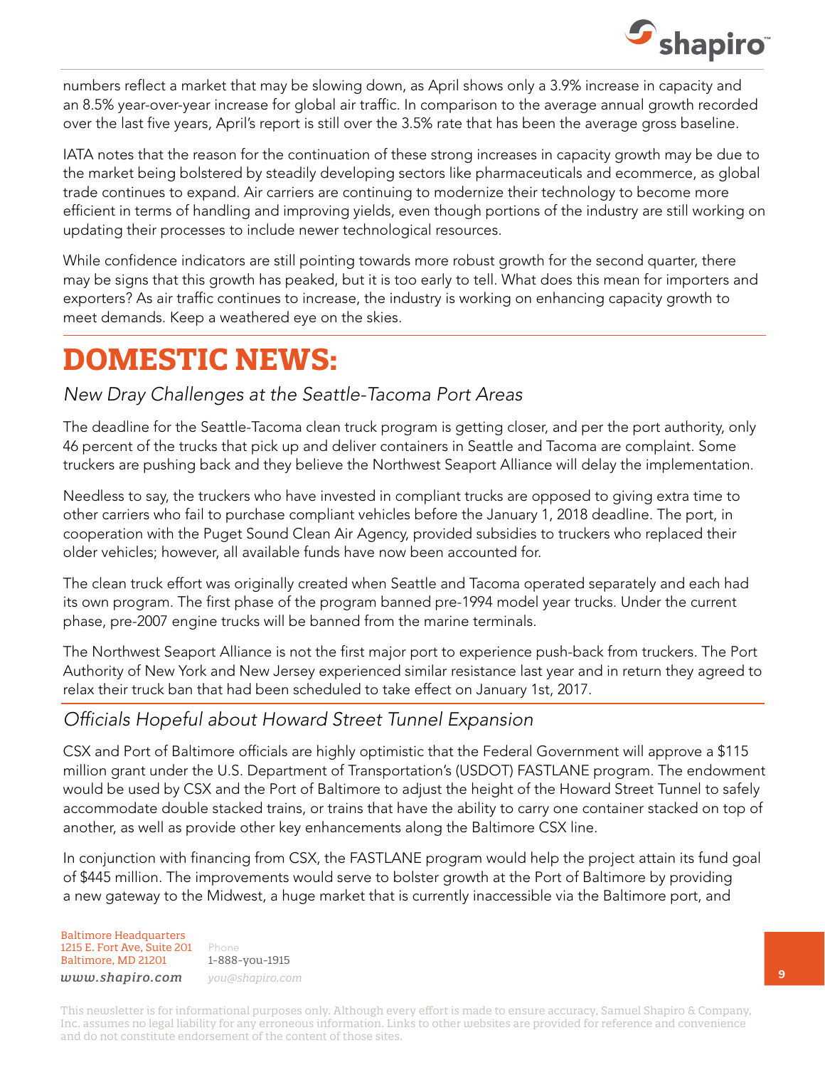numbers reflect a market that may be slowing down, as April shows only a 3.9% increase in capacity and an 8.5% year-over-year increase for global air traffic. In comparison to the average annual growth recorded over the last five years, April's report is still over the 3.5% rate that has been the average gross baseline.

IATA notes that the reason for the continuation of these strong increases in capacity growth may be due to the market being bolstered by steadily developing sectors like pharmaceuticals and ecommerce, as global trade continues to expand. Air carriers are continuing to modernize their technology to become more efficient in terms of handling and improving yields, even though portions of the industry are still working on updating their processes to include newer technological resources.

While confidence indicators are still pointing towards more robust growth for the second quarter, there may be signs that this growth has peaked, but it is too early to tell. What does this mean for importers and exporters? As air traffic continues to increase, the industry is working on enhancing capacity growth to meet demands. Keep a weathered eye on the skies.

# DOMESTIC NEWS:

## *New Dray Challenges at the Seattle-Tacoma Port Areas*

The deadline for the Seattle-Tacoma clean truck program is getting closer, and per the port authority, only 46 percent of the trucks that pick up and deliver containers in Seattle and Tacoma are complaint. Some truckers are pushing back and they believe the Northwest Seaport Alliance will delay the implementation.

Needless to say, the truckers who have invested in compliant trucks are opposed to giving extra time to other carriers who fail to purchase compliant vehicles before the January 1, 2018 deadline. The port, in cooperation with the Puget Sound Clean Air Agency, provided subsidies to truckers who replaced their older vehicles; however, all available funds have now been accounted for.

The clean truck effort was originally created when Seattle and Tacoma operated separately and each had its own program. The first phase of the program banned pre-1994 model year trucks. Under the current phase, pre-2007 engine trucks will be banned from the marine terminals.

The Northwest Seaport Alliance is not the first major port to experience push-back from truckers. The Port Authority of New York and New Jersey experienced similar resistance last year and in return they agreed to relax their truck ban that had been scheduled to take effect on January 1st, 2017.

## *Officials Hopeful about Howard Street Tunnel Expansion*

CSX and Port of Baltimore officials are highly optimistic that the Federal Government will approve a $115 million grant under the U.S. Department of Transportation's (USDOT) FASTLANE program. The endowment would be used by CSX and the Port of Baltimore to adjust the height of the Howard Street Tunnel to safely accommodate double stacked trains, or trains that have the ability to carry one container stacked on top of another, as well as provide other key enhancements along the Baltimore CSX line.

In conjunction with financing from CSX, the FASTLANE program would help the project attain its fund goal of $445 million. The improvements would serve to bolster growth at the Port of Baltimore by providing a new gateway to the Midwest, a huge market that is currently inaccessible via the Baltimore port, and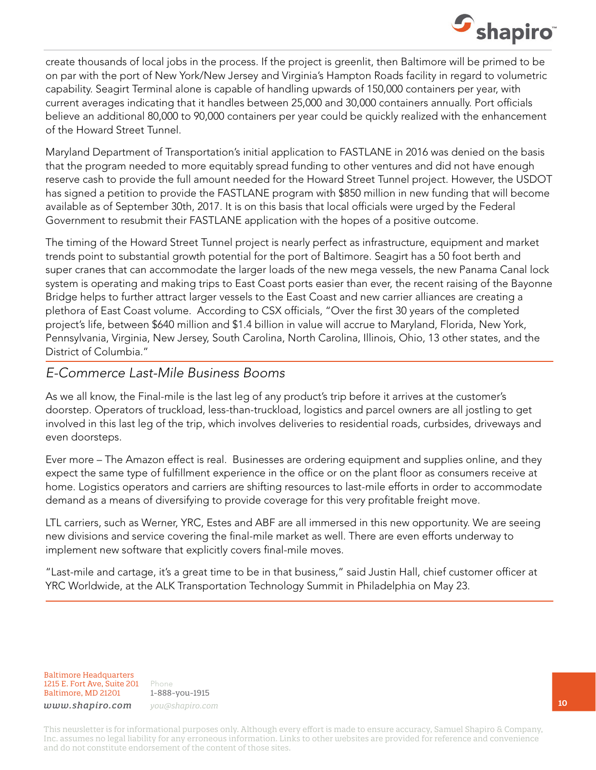create thousands of local jobs in the process. If the project is greenlit, then Baltimore will be primed to be on par with the port of New York/New Jersey and Virginia's Hampton Roads facility in regard to volumetric capability. Seagirt Terminal alone is capable of handling upwards of 150,000 containers per year, with current averages indicating that it handles between 25,000 and 30,000 containers annually. Port officials believe an additional 80,000 to 90,000 containers per year could be quickly realized with the enhancement of the Howard Street Tunnel.

Maryland Department of Transportation's initial application to FASTLANE in 2016 was denied on the basis that the program needed to more equitably spread funding to other ventures and did not have enough reserve cash to provide the full amount needed for the Howard Street Tunnel project. However, the USDOT has signed a petition to provide the FASTLANE program with $850 million in new funding that will become available as of September 30th, 2017. It is on this basis that local officials were urged by the Federal Government to resubmit their FASTLANE application with the hopes of a positive outcome.

The timing of the Howard Street Tunnel project is nearly perfect as infrastructure, equipment and market trends point to substantial growth potential for the port of Baltimore. Seagirt has a 50 foot berth and super cranes that can accommodate the larger loads of the new mega vessels, the new Panama Canal lock system is operating and making trips to East Coast ports easier than ever, the recent raising of the Bayonne Bridge helps to further attract larger vessels to the East Coast and new carrier alliances are creating a plethora of East Coast volume. According to CSX officials, "Over the first 30 years of the completed project's life, between $640 million and $1.4 billion in value will accrue to Maryland, Florida, New York, Pennsylvania, Virginia, New Jersey, South Carolina, North Carolina, Illinois, Ohio, 13 other states, and the District of Columbia."

## *E-Commerce Last-Mile Business Booms*

As we all know, the Final-mile is the last leg of any product's trip before it arrives at the customer's doorstep. Operators of truckload, less-than-truckload, logistics and parcel owners are all jostling to get involved in this last leg of the trip, which involves deliveries to residential roads, curbsides, driveways and even doorsteps.

Ever more – The Amazon effect is real. Businesses are ordering equipment and supplies online, and they expect the same type of fulfillment experience in the office or on the plant floor as consumers receive at home. Logistics operators and carriers are shifting resources to last-mile efforts in order to accommodate demand as a means of diversifying to provide coverage for this very profitable freight move.

LTL carriers, such as Werner, YRC, Estes and ABF are all immersed in this new opportunity. We are seeing new divisions and service covering the final-mile market as well. There are even efforts underway to implement new software that explicitly covers final-mile moves.

"Last-mile and cartage, it's a great time to be in that business," said Justin Hall, chief customer officer at YRC Worldwide, at the ALK Transportation Technology Summit in Philadelphia on May 23.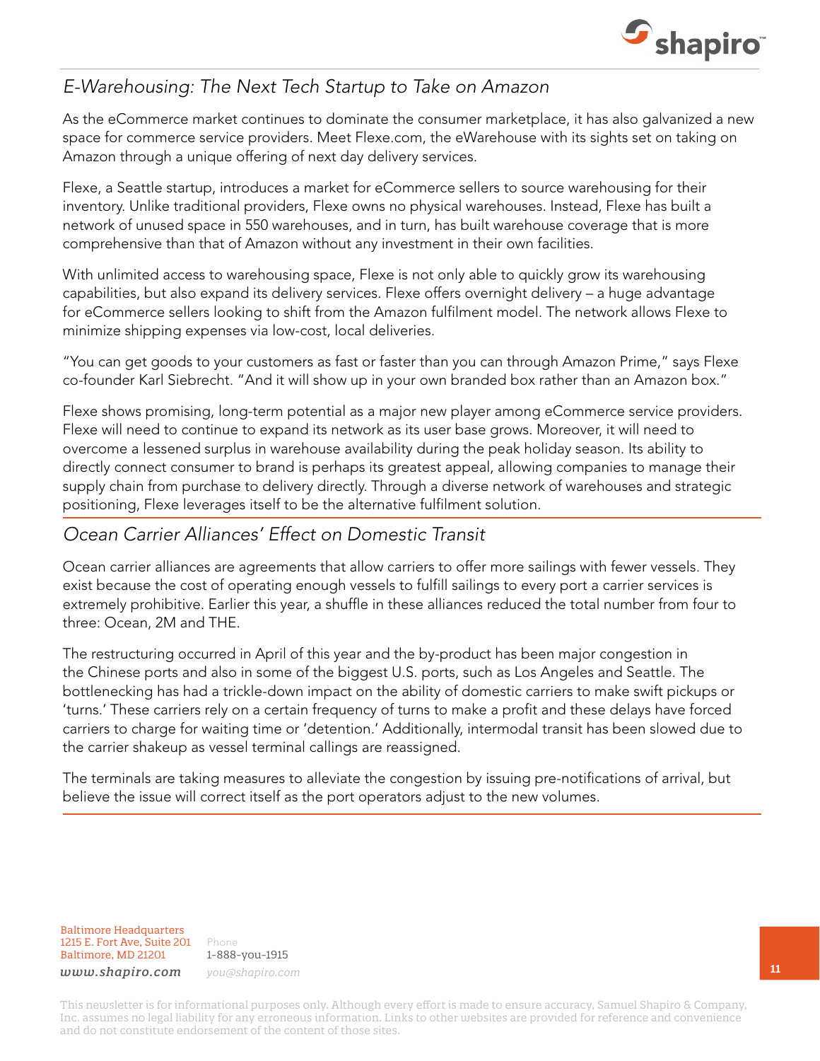## *E-Warehousing: The Next Tech Startup to Take on Amazon*

As the eCommerce market continues to dominate the consumer marketplace, it has also galvanized a new space for commerce service providers. Meet Flexe.com, the eWarehouse with its sights set on taking on Amazon through a unique offering of next day delivery services.

Flexe, a Seattle startup, introduces a market for eCommerce sellers to source warehousing for their inventory. Unlike traditional providers, Flexe owns no physical warehouses. Instead, Flexe has built a network of unused space in 550 warehouses, and in turn, has built warehouse coverage that is more comprehensive than that of Amazon without any investment in their own facilities.

With unlimited access to warehousing space, Flexe is not only able to quickly grow its warehousing capabilities, but also expand its delivery services. Flexe offers overnight delivery – a huge advantage for eCommerce sellers looking to shift from the Amazon fulfilment model. The network allows Flexe to minimize shipping expenses via low-cost, local deliveries.

"You can get goods to your customers as fast or faster than you can through Amazon Prime," says Flexe co-founder Karl Siebrecht. "And it will show up in your own branded box rather than an Amazon box."

Flexe shows promising, long-term potential as a major new player among eCommerce service providers. Flexe will need to continue to expand its network as its user base grows. Moreover, it will need to overcome a lessened surplus in warehouse availability during the peak holiday season. Its ability to directly connect consumer to brand is perhaps its greatest appeal, allowing companies to manage their supply chain from purchase to delivery directly. Through a diverse network of warehouses and strategic positioning, Flexe leverages itself to be the alternative fulfilment solution.

## *Ocean Carrier Alliances' Effect on Domestic Transit*

Ocean carrier alliances are agreements that allow carriers to offer more sailings with fewer vessels. They exist because the cost of operating enough vessels to fulfill sailings to every port a carrier services is extremely prohibitive. Earlier this year, a shuffle in these alliances reduced the total number from four to three: Ocean, 2M and THE.

The restructuring occurred in April of this year and the by-product has been major congestion in the Chinese ports and also in some of the biggest U.S. ports, such as Los Angeles and Seattle. The bottlenecking has had a trickle-down impact on the ability of domestic carriers to make swift pickups or 'turns.' These carriers rely on a certain frequency of turns to make a profit and these delays have forced carriers to charge for waiting time or 'detention.' Additionally, intermodal transit has been slowed due to the carrier shakeup as vessel terminal callings are reassigned.

The terminals are taking measures to alleviate the congestion by issuing pre-notifications of arrival, but believe the issue will correct itself as the port operators adjust to the new volumes.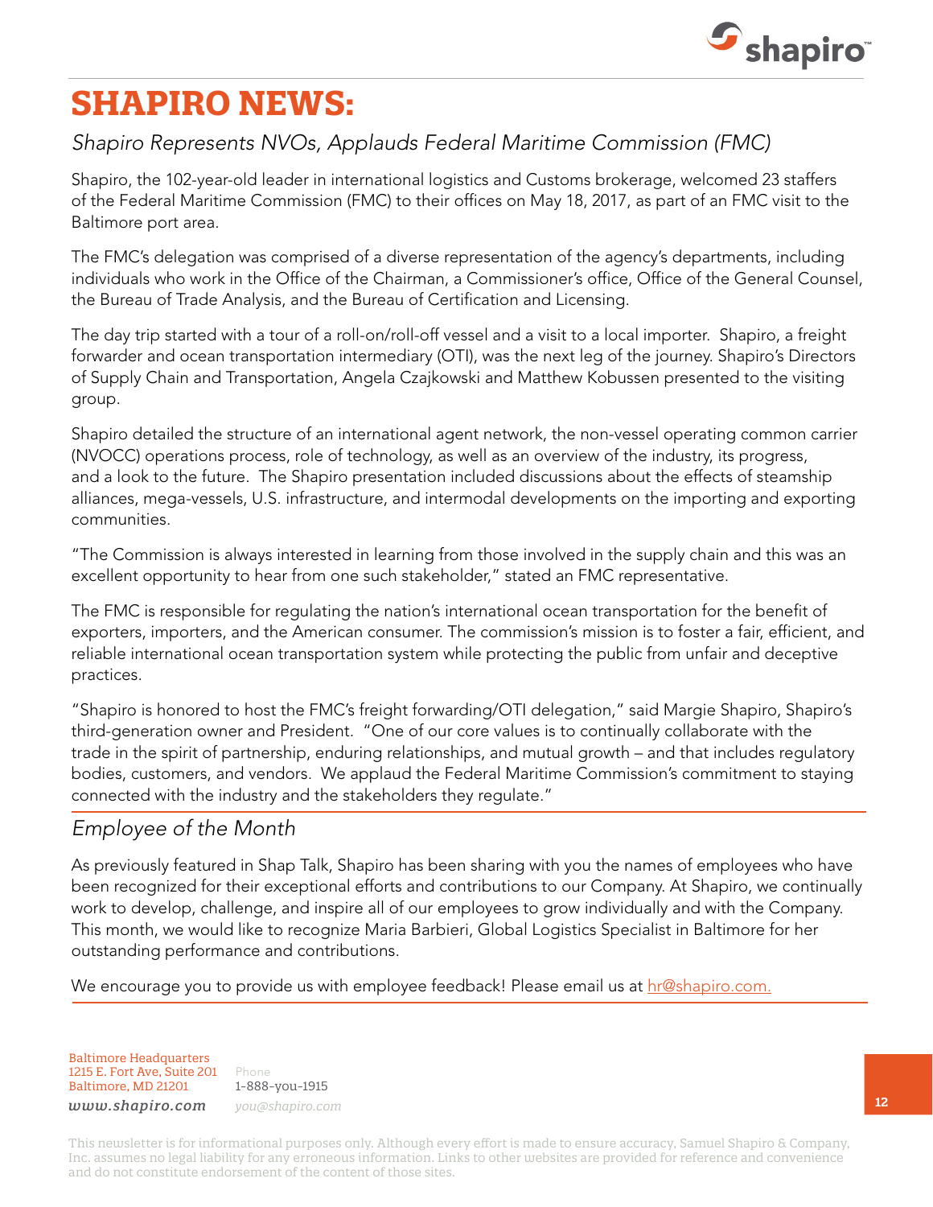# SHAPIRO NEWS:

## *Shapiro Represents NVOs, Applauds Federal Maritime Commission (FMC)*

Shapiro, the 102-year-old leader in international logistics and Customs brokerage, welcomed 23 staffers of the Federal Maritime Commission (FMC) to their offices on May 18, 2017, as part of an FMC visit to the Baltimore port area.

The FMC's delegation was comprised of a diverse representation of the agency's departments, including individuals who work in the Office of the Chairman, a Commissioner's office, Office of the General Counsel, the Bureau of Trade Analysis, and the Bureau of Certification and Licensing.

The day trip started with a tour of a roll-on/roll-off vessel and a visit to a local importer. Shapiro, a freight forwarder and ocean transportation intermediary (OTI), was the next leg of the journey. Shapiro's Directors of Supply Chain and Transportation, Angela Czajkowski and Matthew Kobussen presented to the visiting group.

Shapiro detailed the structure of an international agent network, the non-vessel operating common carrier (NVOCC) operations process, role of technology, as well as an overview of the industry, its progress, and a look to the future. The Shapiro presentation included discussions about the effects of steamship alliances, mega-vessels, U.S. infrastructure, and intermodal developments on the importing and exporting communities.

"The Commission is always interested in learning from those involved in the supply chain and this was an excellent opportunity to hear from one such stakeholder," stated an FMC representative.

The FMC is responsible for regulating the nation's international ocean transportation for the benefit of exporters, importers, and the American consumer. The commission's mission is to foster a fair, efficient, and reliable international ocean transportation system while protecting the public from unfair and deceptive practices.

"Shapiro is honored to host the FMC's freight forwarding/OTI delegation," said Margie Shapiro, Shapiro's third-generation owner and President. "One of our core values is to continually collaborate with the trade in the spirit of partnership, enduring relationships, and mutual growth – and that includes regulatory bodies, customers, and vendors. We applaud the Federal Maritime Commission's commitment to staying connected with the industry and the stakeholders they regulate."

## *Employee of the Month*

As previously featured in Shap Talk, Shapiro has been sharing with you the names of employees who have been recognized for their exceptional efforts and contributions to our Company. At Shapiro, we continually work to develop, challenge, and inspire all of our employees to grow individually and with the Company. This month, we would like to recognize Maria Barbieri, Global Logistics Specialist in Baltimore for her outstanding performance and contributions.

We encourage you to provide us with employee feedback! Please email us at hr@shapiro.com.

Baltimore Headquarters
1215 E. Fort Ave, Suite 201
Baltimore, MD 21201
*www.shapiro.com*

Phone
1-888-you-1915
*you@shapiro.com*

This newsletter is for informational purposes only. Although every effort is made to ensure accuracy, Samuel Shapiro & Company, Inc. assumes no legal liability for any erroneous information. Links to other websites are provided for reference and convenience and do not constitute endorsement of the content of those sites.